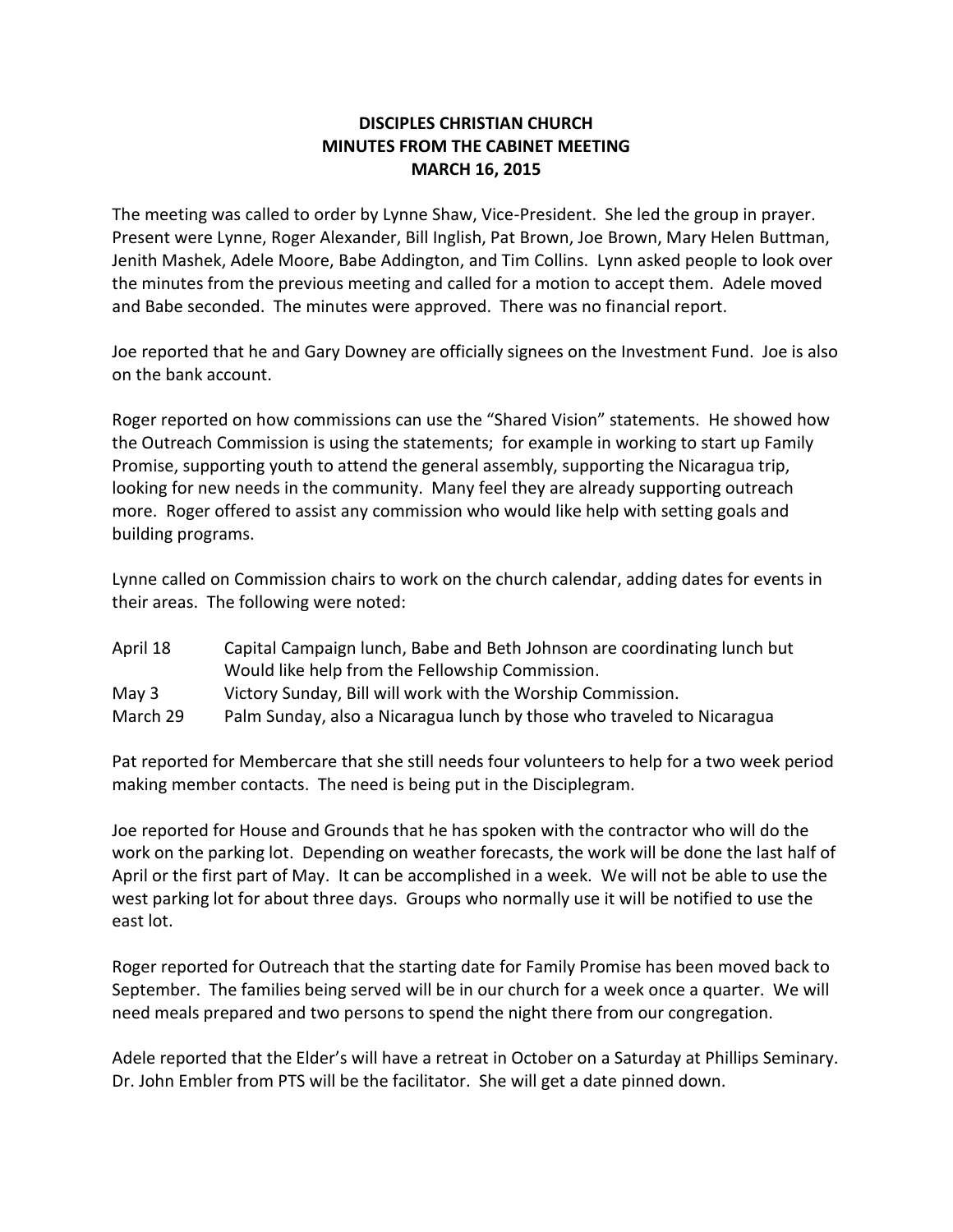**DISCIPLES CHRISTIAN CHURCH**
**MINUTES FROM THE CABINET MEETING**
**MARCH 16, 2015**

The meeting was called to order by Lynne Shaw, Vice-President. She led the group in prayer. Present were Lynne, Roger Alexander, Bill Inglish, Pat Brown, Joe Brown, Mary Helen Buttman, Jenith Mashek, Adele Moore, Babe Addington, and Tim Collins. Lynn asked people to look over the minutes from the previous meeting and called for a motion to accept them. Adele moved and Babe seconded. The minutes were approved. There was no financial report.

Joe reported that he and Gary Downey are officially signees on the Investment Fund. Joe is also on the bank account.

Roger reported on how commissions can use the "Shared Vision" statements. He showed how the Outreach Commission is using the statements; for example in working to start up Family Promise, supporting youth to attend the general assembly, supporting the Nicaragua trip, looking for new needs in the community. Many feel they are already supporting outreach more. Roger offered to assist any commission who would like help with setting goals and building programs.

Lynne called on Commission chairs to work on the church calendar, adding dates for events in their areas. The following were noted:

| | |
|---|---|
| April 18 | Capital Campaign lunch, Babe and Beth Johnson are coordinating lunch but Would like help from the Fellowship Commission. |
| May 3 | Victory Sunday, Bill will work with the Worship Commission. |
| March 29 | Palm Sunday, also a Nicaragua lunch by those who traveled to Nicaragua |

Pat reported for Membercare that she still needs four volunteers to help for a two week period making member contacts. The need is being put in the Disciplegram.

Joe reported for House and Grounds that he has spoken with the contractor who will do the work on the parking lot. Depending on weather forecasts, the work will be done the last half of April or the first part of May. It can be accomplished in a week. We will not be able to use the west parking lot for about three days. Groups who normally use it will be notified to use the east lot.

Roger reported for Outreach that the starting date for Family Promise has been moved back to September. The families being served will be in our church for a week once a quarter. We will need meals prepared and two persons to spend the night there from our congregation.

Adele reported that the Elder's will have a retreat in October on a Saturday at Phillips Seminary. Dr. John Embler from PTS will be the facilitator. She will get a date pinned down.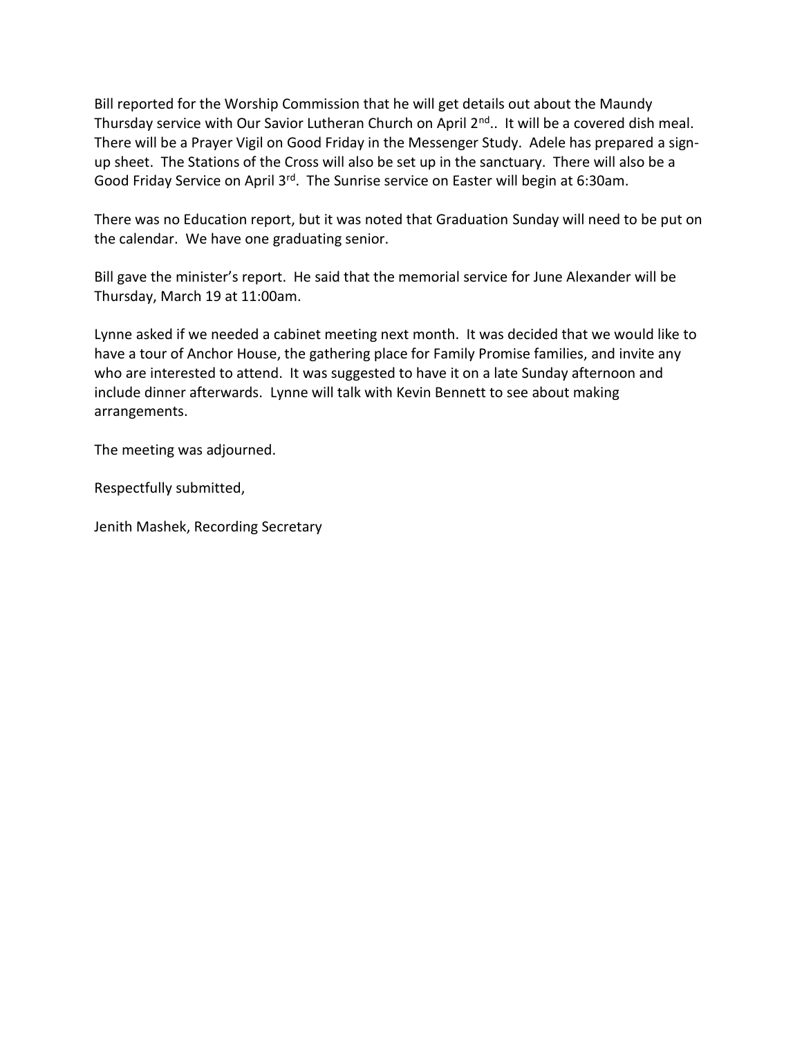Bill reported for the Worship Commission that he will get details out about the Maundy Thursday service with Our Savior Lutheran Church on April 2nd.. It will be a covered dish meal. There will be a Prayer Vigil on Good Friday in the Messenger Study. Adele has prepared a sign-up sheet. The Stations of the Cross will also be set up in the sanctuary. There will also be a Good Friday Service on April 3rd. The Sunrise service on Easter will begin at 6:30am.

There was no Education report, but it was noted that Graduation Sunday will need to be put on the calendar. We have one graduating senior.

Bill gave the minister's report. He said that the memorial service for June Alexander will be Thursday, March 19 at 11:00am.

Lynne asked if we needed a cabinet meeting next month. It was decided that we would like to have a tour of Anchor House, the gathering place for Family Promise families, and invite any who are interested to attend. It was suggested to have it on a late Sunday afternoon and include dinner afterwards. Lynne will talk with Kevin Bennett to see about making arrangements.

The meeting was adjourned.

Respectfully submitted,

Jenith Mashek, Recording Secretary